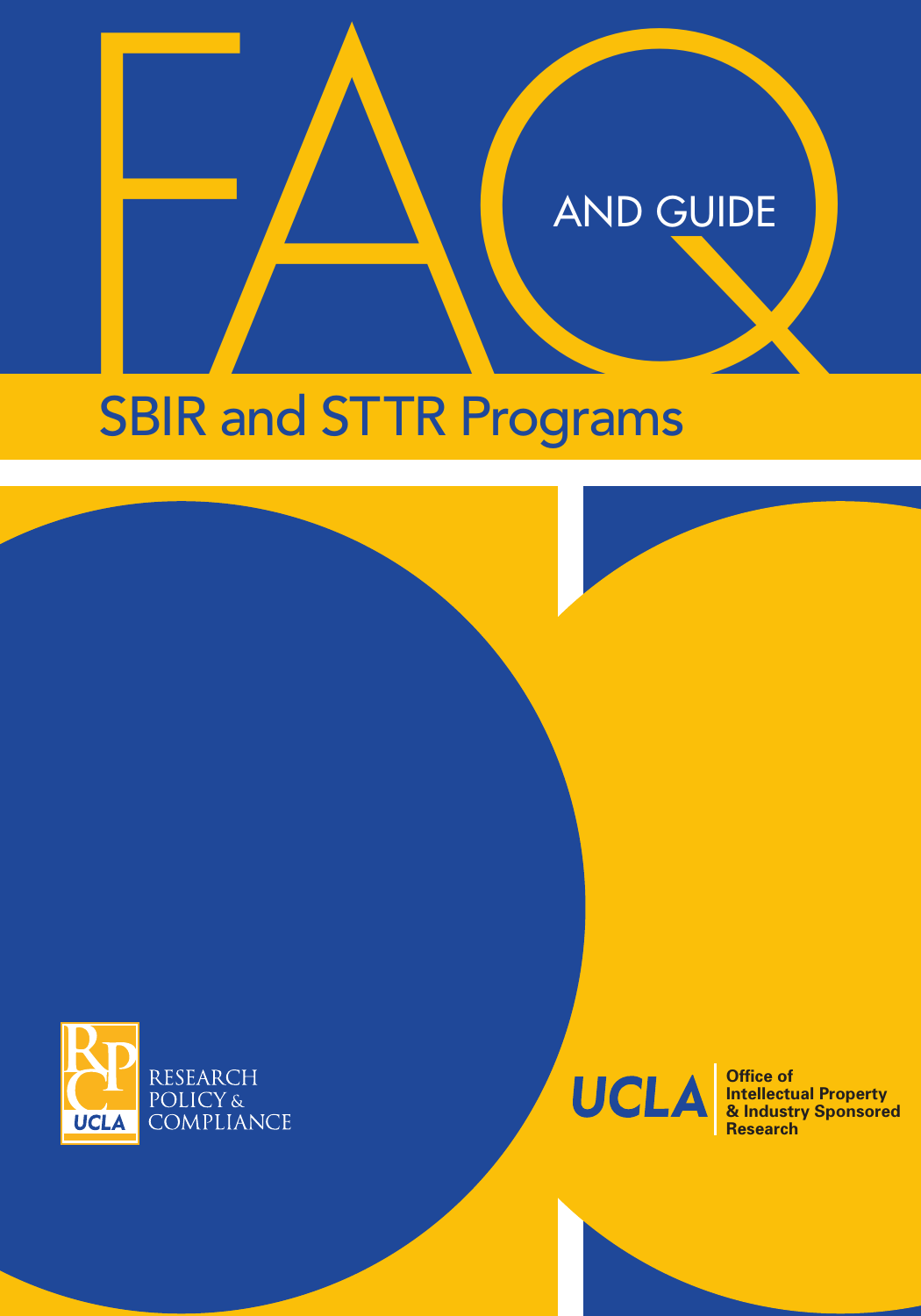# FAQ AND GUIDE

## SBIR and STTR Programs

RESEARCH POLICY & COMPLIANCE

UCLA

UCLA | Office of Intellectual Property & Industry Sponsored Research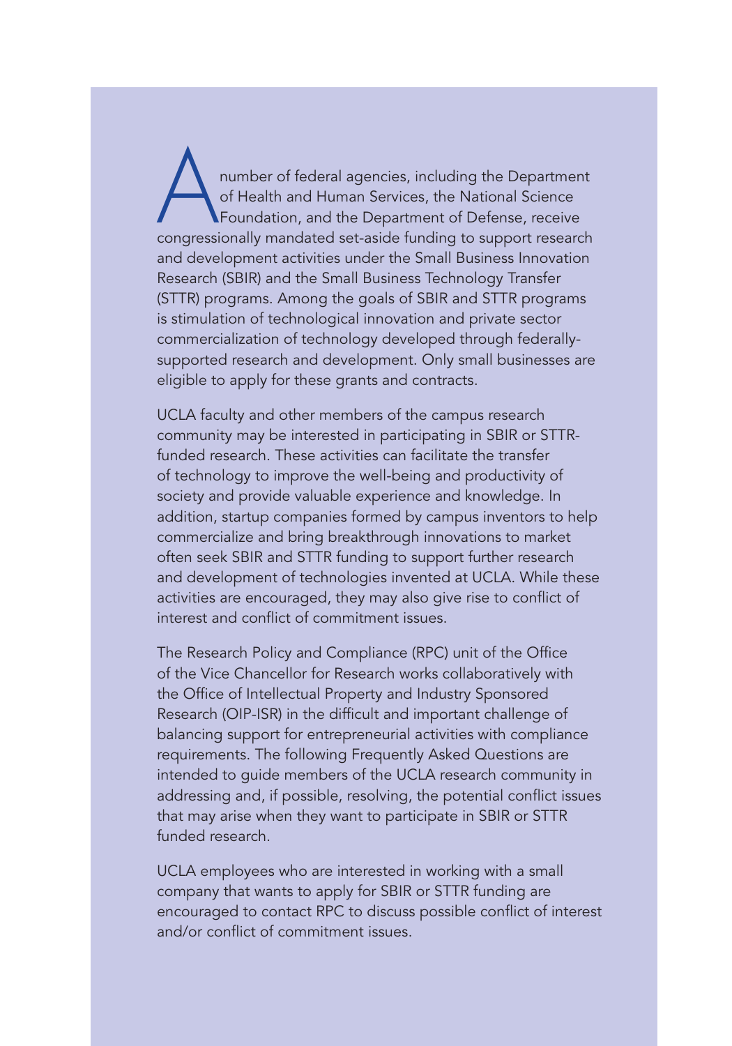A number of federal agencies, including the Department of Health and Human Services, the National Science Foundation, and the Department of Defense, receive congressionally mandated set-aside funding to support research and development activities under the Small Business Innovation Research (SBIR) and the Small Business Technology Transfer (STTR) programs. Among the goals of SBIR and STTR programs is stimulation of technological innovation and private sector commercialization of technology developed through federally-supported research and development. Only small businesses are eligible to apply for these grants and contracts.

UCLA faculty and other members of the campus research community may be interested in participating in SBIR or STTR-funded research. These activities can facilitate the transfer of technology to improve the well-being and productivity of society and provide valuable experience and knowledge. In addition, startup companies formed by campus inventors to help commercialize and bring breakthrough innovations to market often seek SBIR and STTR funding to support further research and development of technologies invented at UCLA. While these activities are encouraged, they may also give rise to conflict of interest and conflict of commitment issues.

The Research Policy and Compliance (RPC) unit of the Office of the Vice Chancellor for Research works collaboratively with the Office of Intellectual Property and Industry Sponsored Research (OIP-ISR) in the difficult and important challenge of balancing support for entrepreneurial activities with compliance requirements. The following Frequently Asked Questions are intended to guide members of the UCLA research community in addressing and, if possible, resolving, the potential conflict issues that may arise when they want to participate in SBIR or STTR funded research.

UCLA employees who are interested in working with a small company that wants to apply for SBIR or STTR funding are encouraged to contact RPC to discuss possible conflict of interest and/or conflict of commitment issues.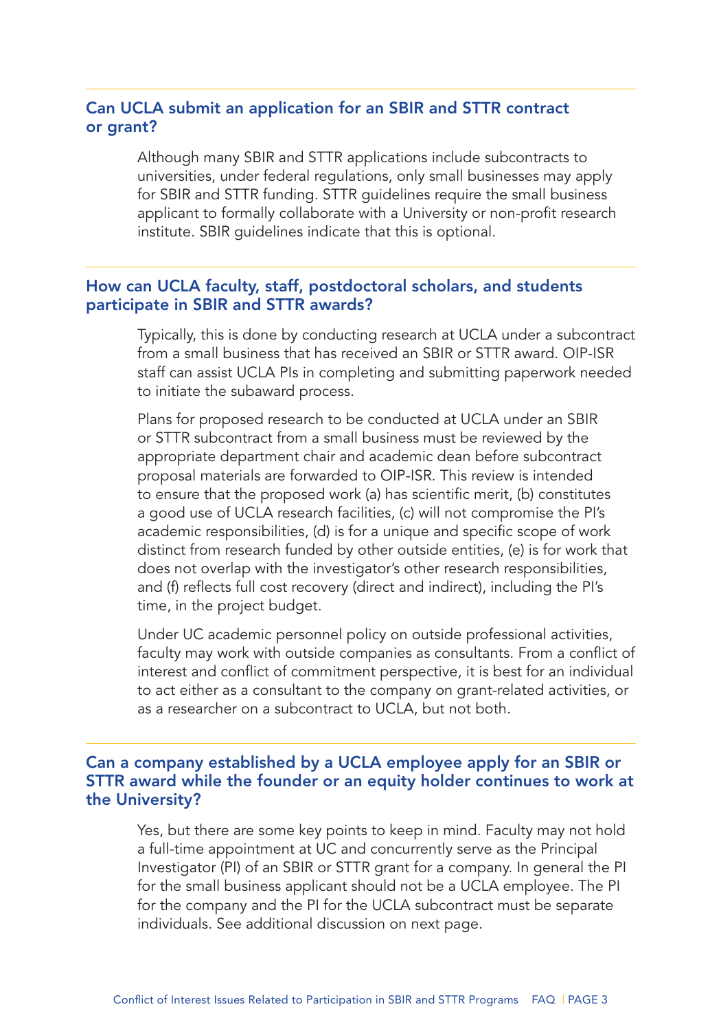## Can UCLA submit an application for an SBIR and STTR contract or grant?

Although many SBIR and STTR applications include subcontracts to universities, under federal regulations, only small businesses may apply for SBIR and STTR funding. STTR guidelines require the small business applicant to formally collaborate with a University or non-profit research institute. SBIR guidelines indicate that this is optional.

## How can UCLA faculty, staff, postdoctoral scholars, and students participate in SBIR and STTR awards?

Typically, this is done by conducting research at UCLA under a subcontract from a small business that has received an SBIR or STTR award. OIP-ISR staff can assist UCLA PIs in completing and submitting paperwork needed to initiate the subaward process.

Plans for proposed research to be conducted at UCLA under an SBIR or STTR subcontract from a small business must be reviewed by the appropriate department chair and academic dean before subcontract proposal materials are forwarded to OIP-ISR. This review is intended to ensure that the proposed work (a) has scientific merit, (b) constitutes a good use of UCLA research facilities, (c) will not compromise the PI's academic responsibilities, (d) is for a unique and specific scope of work distinct from research funded by other outside entities, (e) is for work that does not overlap with the investigator's other research responsibilities, and (f) reflects full cost recovery (direct and indirect), including the PI's time, in the project budget.

Under UC academic personnel policy on outside professional activities, faculty may work with outside companies as consultants. From a conflict of interest and conflict of commitment perspective, it is best for an individual to act either as a consultant to the company on grant-related activities, or as a researcher on a subcontract to UCLA, but not both.

## Can a company established by a UCLA employee apply for an SBIR or STTR award while the founder or an equity holder continues to work at the University?

Yes, but there are some key points to keep in mind. Faculty may not hold a full-time appointment at UC and concurrently serve as the Principal Investigator (PI) of an SBIR or STTR grant for a company. In general the PI for the small business applicant should not be a UCLA employee. The PI for the company and the PI for the UCLA subcontract must be separate individuals. See additional discussion on next page.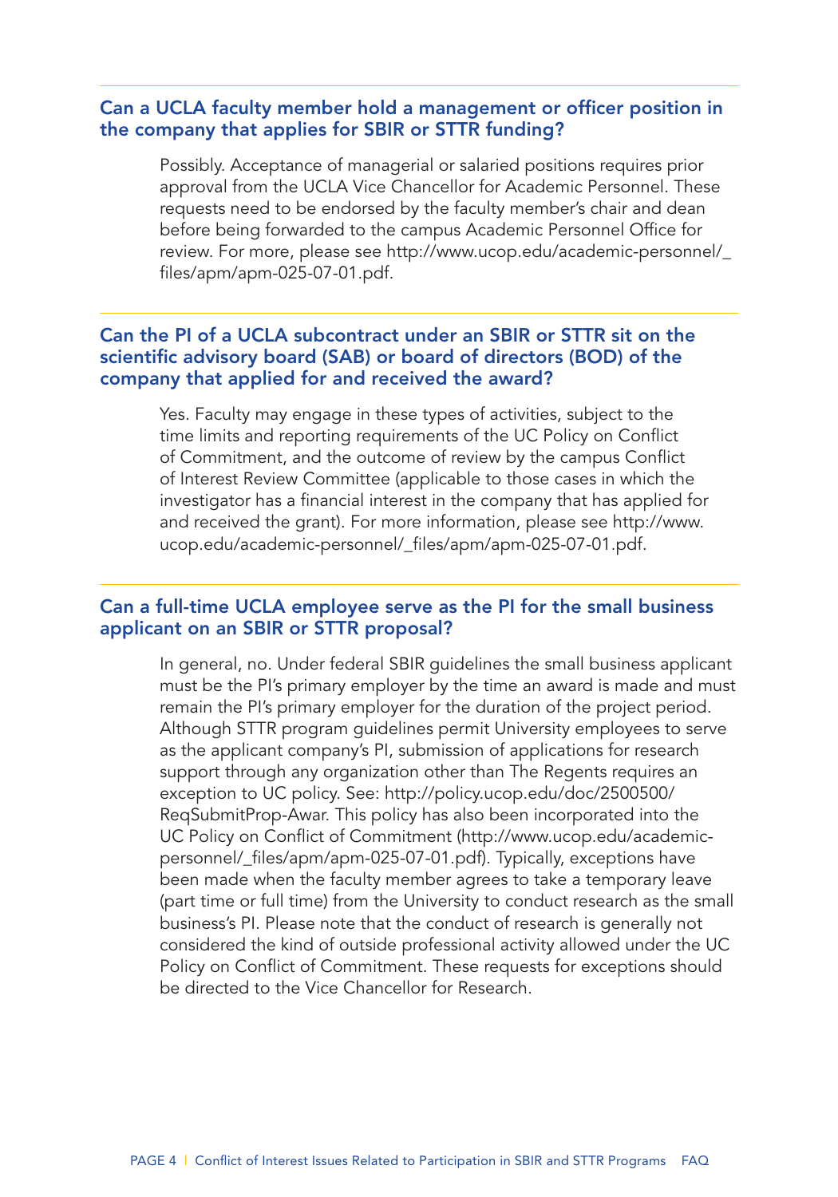### Can a UCLA faculty member hold a management or officer position in the company that applies for SBIR or STTR funding?

Possibly. Acceptance of managerial or salaried positions requires prior approval from the UCLA Vice Chancellor for Academic Personnel. These requests need to be endorsed by the faculty member's chair and dean before being forwarded to the campus Academic Personnel Office for review. For more, please see http://www.ucop.edu/academic-personnel/_files/apm/apm-025-07-01.pdf.

### Can the PI of a UCLA subcontract under an SBIR or STTR sit on the scientific advisory board (SAB) or board of directors (BOD) of the company that applied for and received the award?

Yes. Faculty may engage in these types of activities, subject to the time limits and reporting requirements of the UC Policy on Conflict of Commitment, and the outcome of review by the campus Conflict of Interest Review Committee (applicable to those cases in which the investigator has a financial interest in the company that has applied for and received the grant). For more information, please see http://www.ucop.edu/academic-personnel/_files/apm/apm-025-07-01.pdf.

### Can a full-time UCLA employee serve as the PI for the small business applicant on an SBIR or STTR proposal?

In general, no. Under federal SBIR guidelines the small business applicant must be the PI's primary employer by the time an award is made and must remain the PI's primary employer for the duration of the project period. Although STTR program guidelines permit University employees to serve as the applicant company's PI, submission of applications for research support through any organization other than The Regents requires an exception to UC policy. See: http://policy.ucop.edu/doc/2500500/ReqSubmitProp-Awar. This policy has also been incorporated into the UC Policy on Conflict of Commitment (http://www.ucop.edu/academic-personnel/_files/apm/apm-025-07-01.pdf). Typically, exceptions have been made when the faculty member agrees to take a temporary leave (part time or full time) from the University to conduct research as the small business's PI. Please note that the conduct of research is generally not considered the kind of outside professional activity allowed under the UC Policy on Conflict of Commitment. These requests for exceptions should be directed to the Vice Chancellor for Research.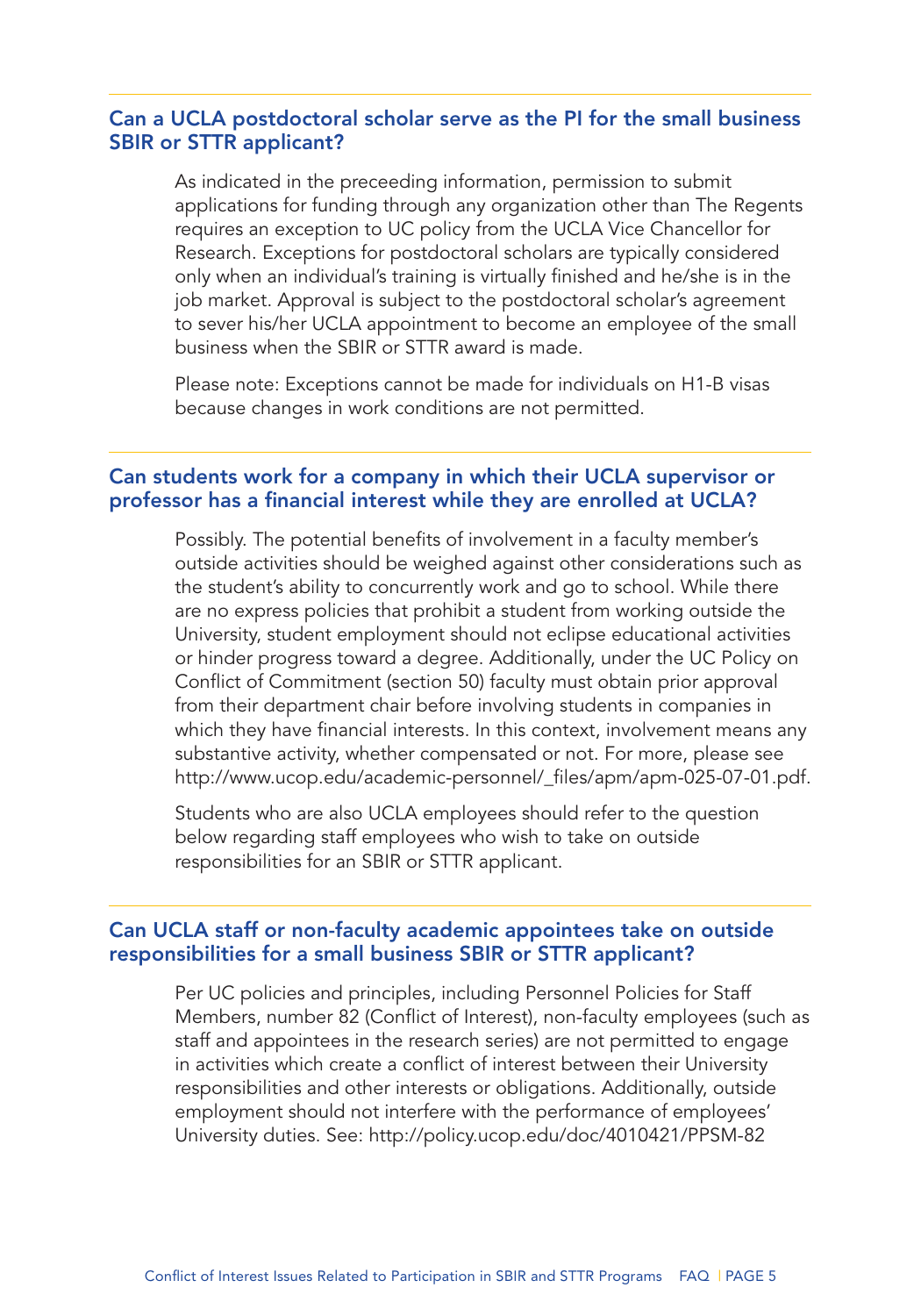### Can a UCLA postdoctoral scholar serve as the PI for the small business SBIR or STTR applicant?

As indicated in the preceeding information, permission to submit applications for funding through any organization other than The Regents requires an exception to UC policy from the UCLA Vice Chancellor for Research. Exceptions for postdoctoral scholars are typically considered only when an individual's training is virtually finished and he/she is in the job market. Approval is subject to the postdoctoral scholar's agreement to sever his/her UCLA appointment to become an employee of the small business when the SBIR or STTR award is made.

Please note: Exceptions cannot be made for individuals on H1-B visas because changes in work conditions are not permitted.

### Can students work for a company in which their UCLA supervisor or professor has a financial interest while they are enrolled at UCLA?

Possibly. The potential benefits of involvement in a faculty member's outside activities should be weighed against other considerations such as the student's ability to concurrently work and go to school. While there are no express policies that prohibit a student from working outside the University, student employment should not eclipse educational activities or hinder progress toward a degree. Additionally, under the UC Policy on Conflict of Commitment (section 50) faculty must obtain prior approval from their department chair before involving students in companies in which they have financial interests. In this context, involvement means any substantive activity, whether compensated or not. For more, please see http://www.ucop.edu/academic-personnel/_files/apm/apm-025-07-01.pdf.

Students who are also UCLA employees should refer to the question below regarding staff employees who wish to take on outside responsibilities for an SBIR or STTR applicant.

### Can UCLA staff or non-faculty academic appointees take on outside responsibilities for a small business SBIR or STTR applicant?

Per UC policies and principles, including Personnel Policies for Staff Members, number 82 (Conflict of Interest), non-faculty employees (such as staff and appointees in the research series) are not permitted to engage in activities which create a conflict of interest between their University responsibilities and other interests or obligations. Additionally, outside employment should not interfere with the performance of employees' University duties. See: http://policy.ucop.edu/doc/4010421/PPSM-82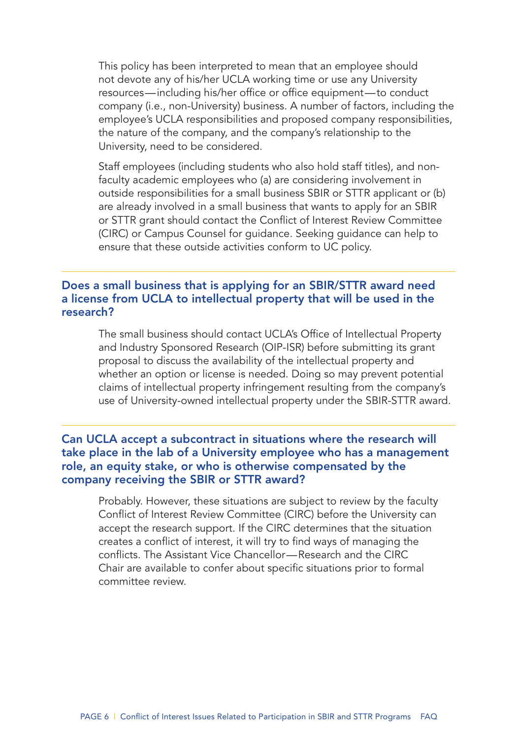This policy has been interpreted to mean that an employee should not devote any of his/her UCLA working time or use any University resources—including his/her office or office equipment—to conduct company (i.e., non-University) business. A number of factors, including the employee's UCLA responsibilities and proposed company responsibilities, the nature of the company, and the company's relationship to the University, need to be considered.

Staff employees (including students who also hold staff titles), and non-faculty academic employees who (a) are considering involvement in outside responsibilities for a small business SBIR or STTR applicant or (b) are already involved in a small business that wants to apply for an SBIR or STTR grant should contact the Conflict of Interest Review Committee (CIRC) or Campus Counsel for guidance. Seeking guidance can help to ensure that these outside activities conform to UC policy.

---

## Does a small business that is applying for an SBIR/STTR award need a license from UCLA to intellectual property that will be used in the research?

The small business should contact UCLA's Office of Intellectual Property and Industry Sponsored Research (OIP-ISR) before submitting its grant proposal to discuss the availability of the intellectual property and whether an option or license is needed. Doing so may prevent potential claims of intellectual property infringement resulting from the company's use of University-owned intellectual property under the SBIR-STTR award.

---

## Can UCLA accept a subcontract in situations where the research will take place in the lab of a University employee who has a management role, an equity stake, or who is otherwise compensated by the company receiving the SBIR or STTR award?

Probably. However, these situations are subject to review by the faculty Conflict of Interest Review Committee (CIRC) before the University can accept the research support. If the CIRC determines that the situation creates a conflict of interest, it will try to find ways of managing the conflicts. The Assistant Vice Chancellor—Research and the CIRC Chair are available to confer about specific situations prior to formal committee review.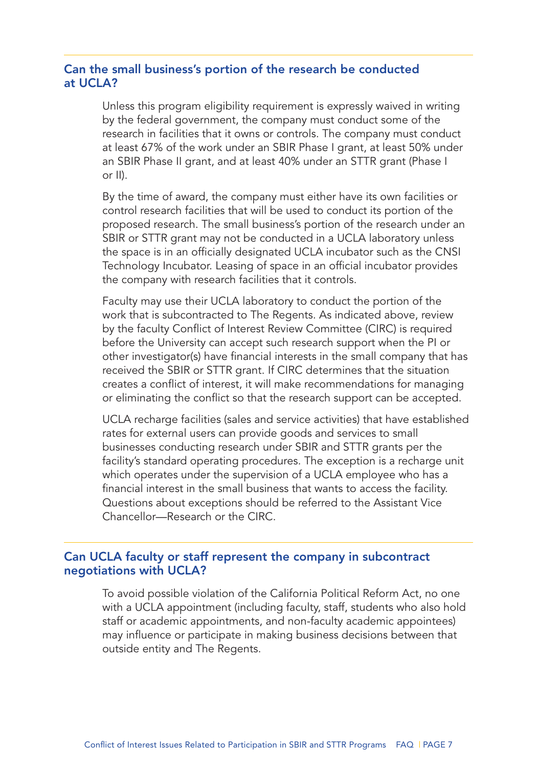## Can the small business's portion of the research be conducted at UCLA?

Unless this program eligibility requirement is expressly waived in writing by the federal government, the company must conduct some of the research in facilities that it owns or controls. The company must conduct at least 67% of the work under an SBIR Phase I grant, at least 50% under an SBIR Phase II grant, and at least 40% under an STTR grant (Phase I or II).

By the time of award, the company must either have its own facilities or control research facilities that will be used to conduct its portion of the proposed research. The small business's portion of the research under an SBIR or STTR grant may not be conducted in a UCLA laboratory unless the space is in an officially designated UCLA incubator such as the CNSI Technology Incubator. Leasing of space in an official incubator provides the company with research facilities that it controls.

Faculty may use their UCLA laboratory to conduct the portion of the work that is subcontracted to The Regents. As indicated above, review by the faculty Conflict of Interest Review Committee (CIRC) is required before the University can accept such research support when the PI or other investigator(s) have financial interests in the small company that has received the SBIR or STTR grant. If CIRC determines that the situation creates a conflict of interest, it will make recommendations for managing or eliminating the conflict so that the research support can be accepted.

UCLA recharge facilities (sales and service activities) that have established rates for external users can provide goods and services to small businesses conducting research under SBIR and STTR grants per the facility's standard operating procedures. The exception is a recharge unit which operates under the supervision of a UCLA employee who has a financial interest in the small business that wants to access the facility. Questions about exceptions should be referred to the Assistant Vice Chancellor—Research or the CIRC.

## Can UCLA faculty or staff represent the company in subcontract negotiations with UCLA?

To avoid possible violation of the California Political Reform Act, no one with a UCLA appointment (including faculty, staff, students who also hold staff or academic appointments, and non-faculty academic appointees) may influence or participate in making business decisions between that outside entity and The Regents.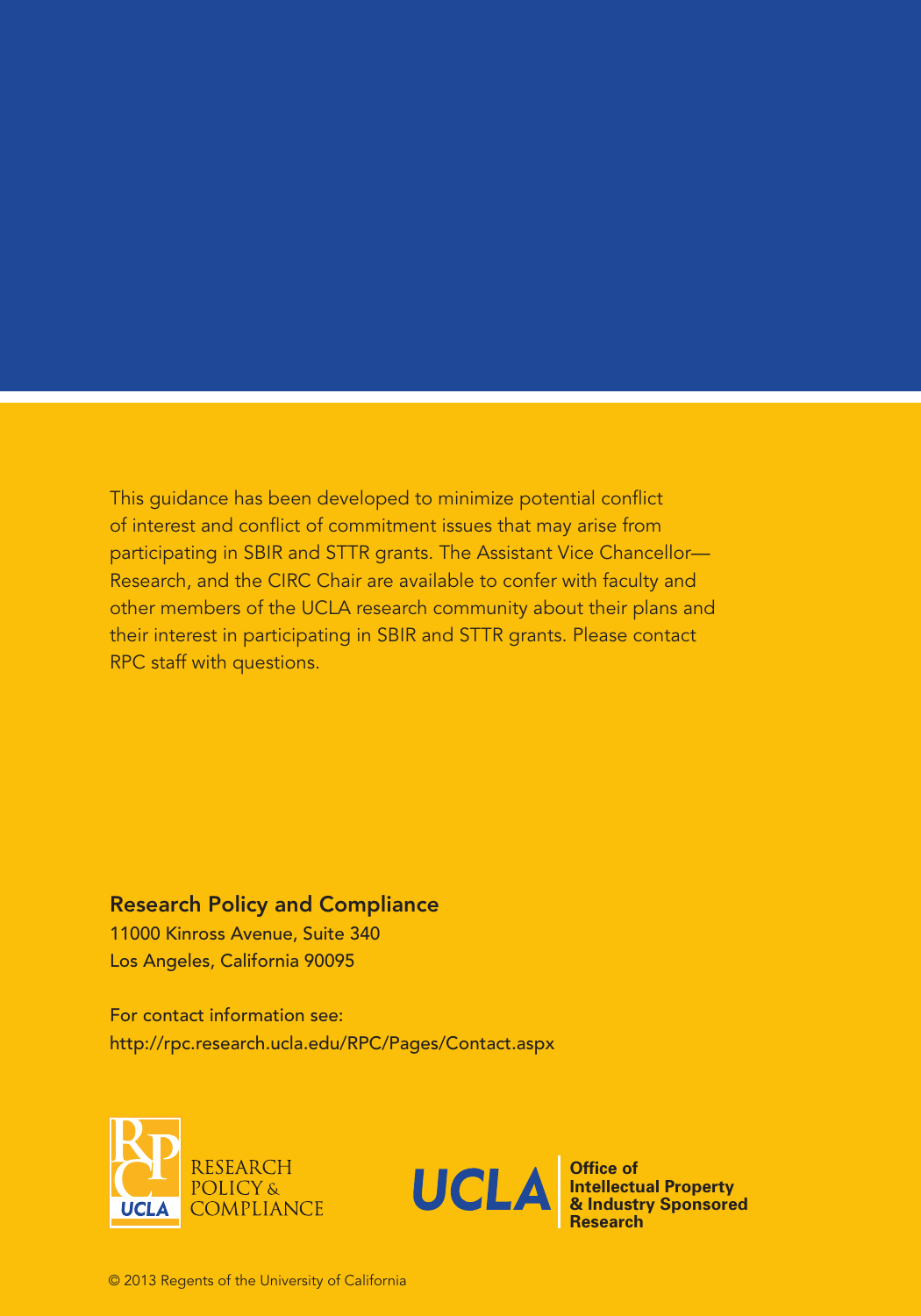This guidance has been developed to minimize potential conflict of interest and conflict of commitment issues that may arise from participating in SBIR and STTR grants. The Assistant Vice Chancellor—Research, and the CIRC Chair are available to confer with faculty and other members of the UCLA research community about their plans and their interest in participating in SBIR and STTR grants. Please contact RPC staff with questions.

**Research Policy and Compliance**
11000 Kinross Avenue, Suite 340
Los Angeles, California 90095

For contact information see:
http://rpc.research.ucla.edu/RPC/Pages/Contact.aspx

RESEARCH POLICY & COMPLIANCE

UCLA Office of Intellectual Property & Industry Sponsored Research

© 2013 Regents of the University of California